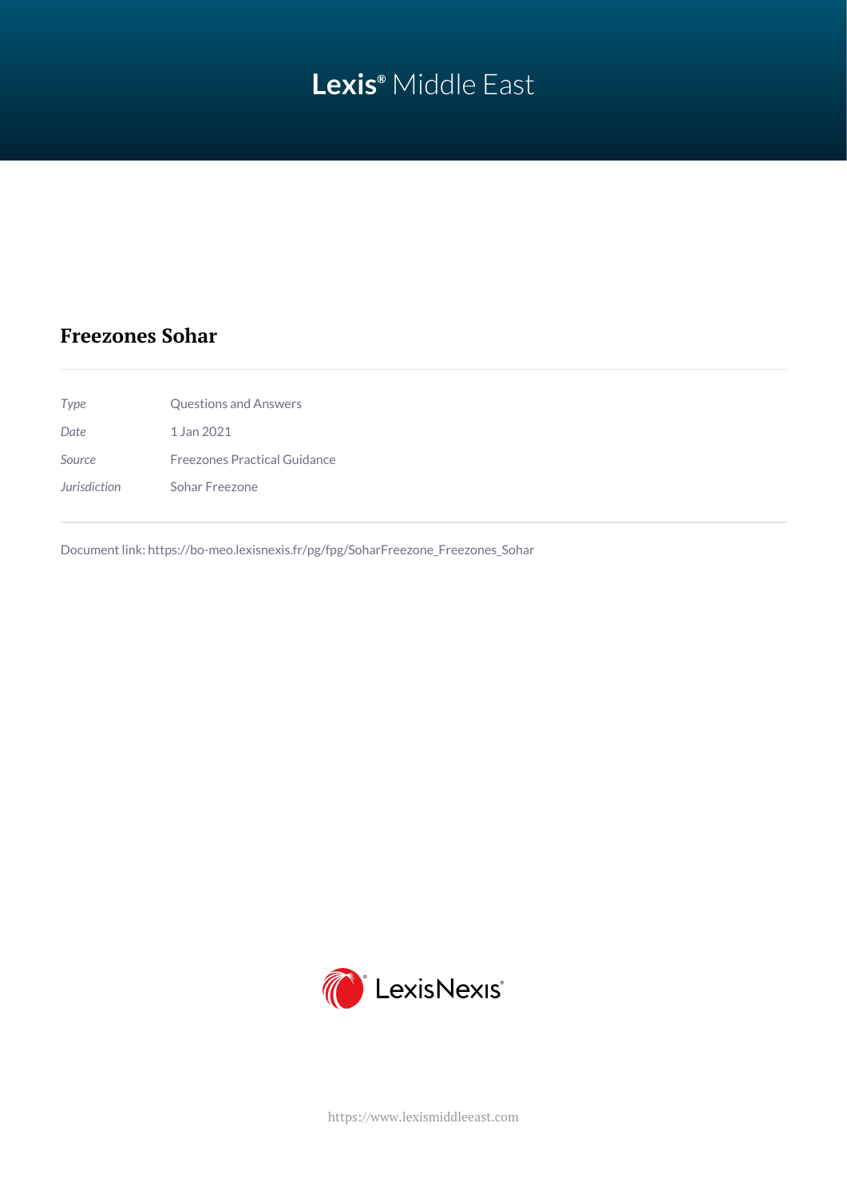Lexis® Middle East

# Freezones Sohar

| | |
|---|---|
| *Type* | Questions and Answers |
| *Date* | 1 Jan 2021 |
| *Source* | Freezones Practical Guidance |
| *Jurisdiction* | Sohar Freezone |

Document link: https://bo-meo.lexisnexis.fr/pg/fpg/SoharFreezone_Freezones_Sohar

LexisNexis®

https://www.lexismiddleeast.com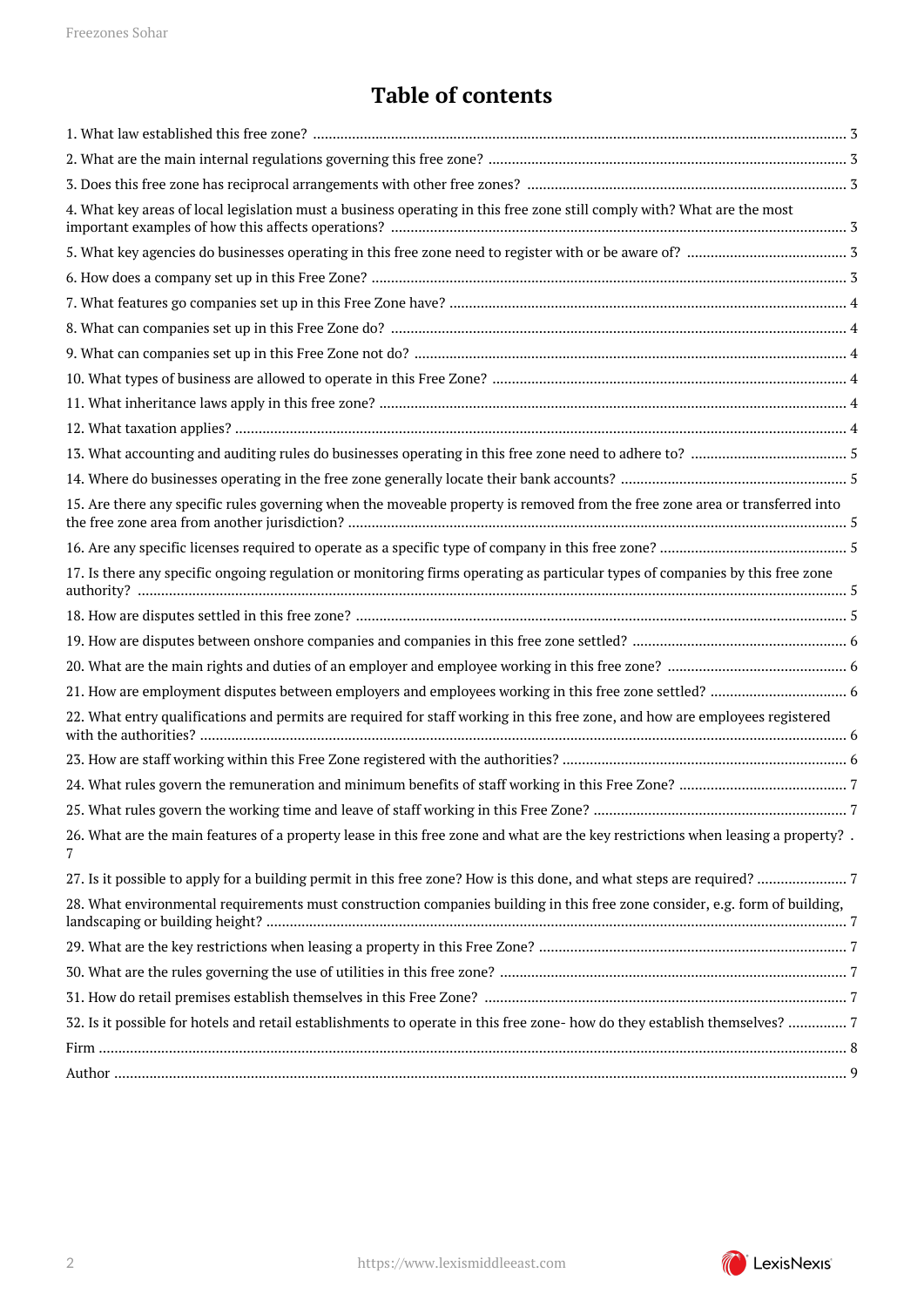# Table of contents

1. What law established this free zone? ... 3
2. What are the main internal regulations governing this free zone? ... 3
3. Does this free zone has reciprocal arrangements with other free zones? ... 3
4. What key areas of local legislation must a business operating in this free zone still comply with? What are the most important examples of how this affects operations? ... 3
5. What key agencies do businesses operating in this free zone need to register with or be aware of? ... 3
6. How does a company set up in this Free Zone? ... 3
7. What features go companies set up in this Free Zone have? ... 4
8. What can companies set up in this Free Zone do? ... 4
9. What can companies set up in this Free Zone not do? ... 4
10. What types of business are allowed to operate in this Free Zone? ... 4
11. What inheritance laws apply in this free zone? ... 4
12. What taxation applies? ... 4
13. What accounting and auditing rules do businesses operating in this free zone need to adhere to? ... 5
14. Where do businesses operating in the free zone generally locate their bank accounts? ... 5
15. Are there any specific rules governing when the moveable property is removed from the free zone area or transferred into the free zone area from another jurisdiction? ... 5
16. Are any specific licenses required to operate as a specific type of company in this free zone? ... 5
17. Is there any specific ongoing regulation or monitoring firms operating as particular types of companies by this free zone authority? ... 5
18. How are disputes settled in this free zone? ... 5
19. How are disputes between onshore companies and companies in this free zone settled? ... 6
20. What are the main rights and duties of an employer and employee working in this free zone? ... 6
21. How are employment disputes between employers and employees working in this free zone settled? ... 6
22. What entry qualifications and permits are required for staff working in this free zone, and how are employees registered with the authorities? ... 6
23. How are staff working within this Free Zone registered with the authorities? ... 6
24. What rules govern the remuneration and minimum benefits of staff working in this Free Zone? ... 7
25. What rules govern the working time and leave of staff working in this Free Zone? ... 7
26. What are the main features of a property lease in this free zone and what are the key restrictions when leasing a property? . 7
27. Is it possible to apply for a building permit in this free zone? How is this done, and what steps are required? ... 7
28. What environmental requirements must construction companies building in this free zone consider, e.g. form of building, landscaping or building height? ... 7
29. What are the key restrictions when leasing a property in this Free Zone? ... 7
30. What are the rules governing the use of utilities in this free zone? ... 7
31. How do retail premises establish themselves in this Free Zone? ... 7
32. Is it possible for hotels and retail establishments to operate in this free zone- how do they establish themselves? ... 7

Firm ... 8

Author ... 9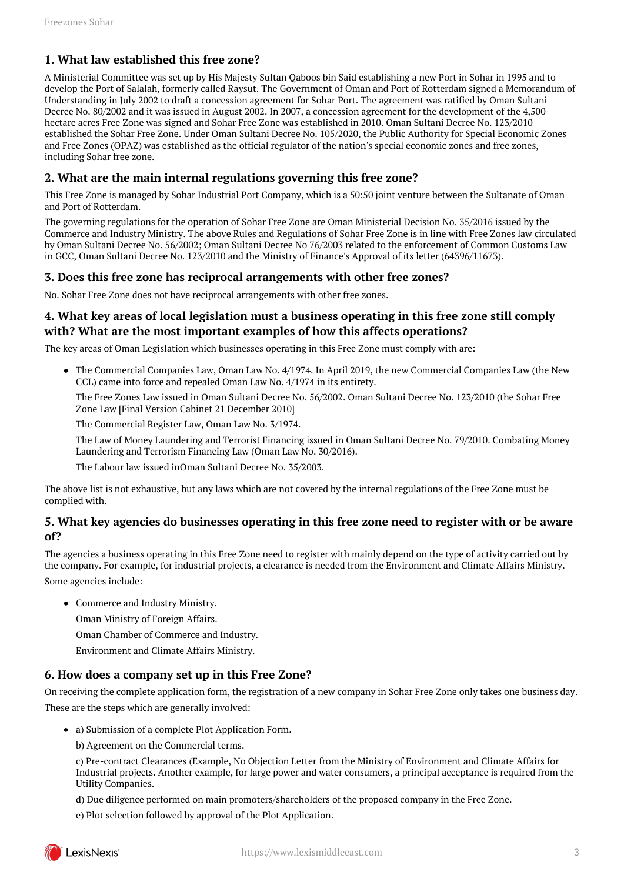## 1. What law established this free zone?

A Ministerial Committee was set up by His Majesty Sultan Qaboos bin Said establishing a new Port in Sohar in 1995 and to develop the Port of Salalah, formerly called Raysut. The Government of Oman and Port of Rotterdam signed a Memorandum of Understanding in July 2002 to draft a concession agreement for Sohar Port. The agreement was ratified by Oman Sultani Decree No. 80/2002 and it was issued in August 2002. In 2007, a concession agreement for the development of the 4,500-hectare acres Free Zone was signed and Sohar Free Zone was established in 2010. Oman Sultani Decree No. 123/2010 established the Sohar Free Zone. Under Oman Sultani Decree No. 105/2020, the Public Authority for Special Economic Zones and Free Zones (OPAZ) was established as the official regulator of the nation's special economic zones and free zones, including Sohar free zone.

## 2. What are the main internal regulations governing this free zone?

This Free Zone is managed by Sohar Industrial Port Company, which is a 50:50 joint venture between the Sultanate of Oman and Port of Rotterdam.

The governing regulations for the operation of Sohar Free Zone are Oman Ministerial Decision No. 35/2016 issued by the Commerce and Industry Ministry. The above Rules and Regulations of Sohar Free Zone is in line with Free Zones law circulated by Oman Sultani Decree No. 56/2002; Oman Sultani Decree No 76/2003 related to the enforcement of Common Customs Law in GCC, Oman Sultani Decree No. 123/2010 and the Ministry of Finance's Approval of its letter (64396/11673).

## 3. Does this free zone has reciprocal arrangements with other free zones?

No. Sohar Free Zone does not have reciprocal arrangements with other free zones.

## 4. What key areas of local legislation must a business operating in this free zone still comply with? What are the most important examples of how this affects operations?

The key areas of Oman Legislation which businesses operating in this Free Zone must comply with are:

- The Commercial Companies Law, Oman Law No. 4/1974. In April 2019, the new Commercial Companies Law (the New CCL) came into force and repealed Oman Law No. 4/1974 in its entirety.

  The Free Zones Law issued in Oman Sultani Decree No. 56/2002. Oman Sultani Decree No. 123/2010 (the Sohar Free Zone Law [Final Version Cabinet 21 December 2010]

  The Commercial Register Law, Oman Law No. 3/1974.

  The Law of Money Laundering and Terrorist Financing issued in Oman Sultani Decree No. 79/2010. Combating Money Laundering and Terrorism Financing Law (Oman Law No. 30/2016).

  The Labour law issued inOman Sultani Decree No. 35/2003.

The above list is not exhaustive, but any laws which are not covered by the internal regulations of the Free Zone must be complied with.

## 5. What key agencies do businesses operating in this free zone need to register with or be aware of?

The agencies a business operating in this Free Zone need to register with mainly depend on the type of activity carried out by the company. For example, for industrial projects, a clearance is needed from the Environment and Climate Affairs Ministry.

Some agencies include:

- Commerce and Industry Ministry.

  Oman Ministry of Foreign Affairs.

  Oman Chamber of Commerce and Industry.

  Environment and Climate Affairs Ministry.

## 6. How does a company set up in this Free Zone?

On receiving the complete application form, the registration of a new company in Sohar Free Zone only takes one business day.

These are the steps which are generally involved:

- a) Submission of a complete Plot Application Form.

  b) Agreement on the Commercial terms.

  c) Pre-contract Clearances (Example, No Objection Letter from the Ministry of Environment and Climate Affairs for Industrial projects. Another example, for large power and water consumers, a principal acceptance is required from the Utility Companies.

  d) Due diligence performed on main promoters/shareholders of the proposed company in the Free Zone.

  e) Plot selection followed by approval of the Plot Application.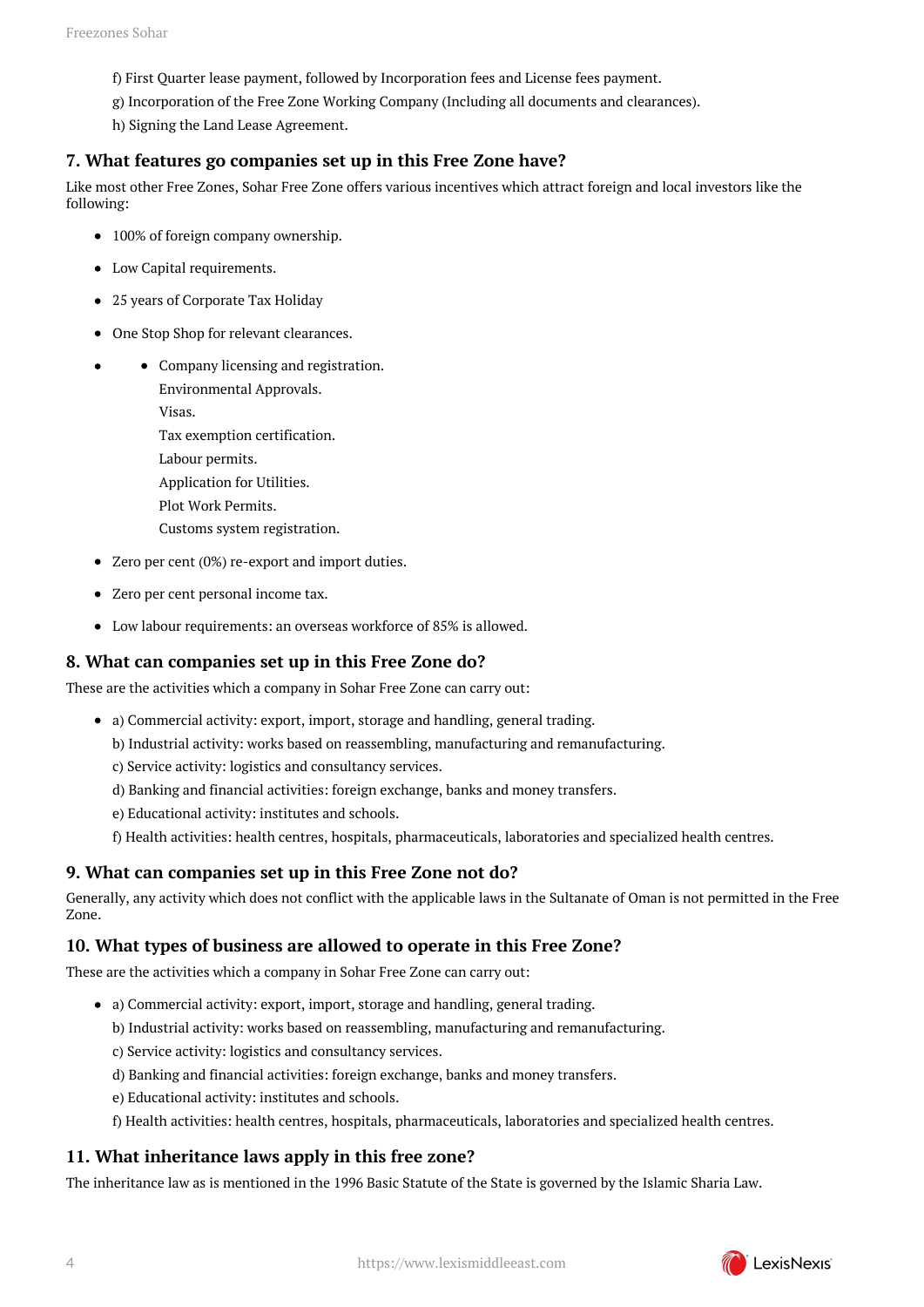f) First Quarter lease payment, followed by Incorporation fees and License fees payment.

g) Incorporation of the Free Zone Working Company (Including all documents and clearances).

h) Signing the Land Lease Agreement.

## 7. What features go companies set up in this Free Zone have?

Like most other Free Zones, Sohar Free Zone offers various incentives which attract foreign and local investors like the following:

- 100% of foreign company ownership.
- Low Capital requirements.
- 25 years of Corporate Tax Holiday
- One Stop Shop for relevant clearances.
- - Company licensing and registration.
    Environmental Approvals.
    Visas.
    Tax exemption certification.
    Labour permits.
    Application for Utilities.
    Plot Work Permits.
    Customs system registration.
- Zero per cent (0%) re-export and import duties.
- Zero per cent personal income tax.
- Low labour requirements: an overseas workforce of 85% is allowed.

## 8. What can companies set up in this Free Zone do?

These are the activities which a company in Sohar Free Zone can carry out:

- a) Commercial activity: export, import, storage and handling, general trading.
  b) Industrial activity: works based on reassembling, manufacturing and remanufacturing.
  c) Service activity: logistics and consultancy services.
  d) Banking and financial activities: foreign exchange, banks and money transfers.
  e) Educational activity: institutes and schools.
  f) Health activities: health centres, hospitals, pharmaceuticals, laboratories and specialized health centres.

## 9. What can companies set up in this Free Zone not do?

Generally, any activity which does not conflict with the applicable laws in the Sultanate of Oman is not permitted in the Free Zone.

## 10. What types of business are allowed to operate in this Free Zone?

These are the activities which a company in Sohar Free Zone can carry out:

- a) Commercial activity: export, import, storage and handling, general trading.
  b) Industrial activity: works based on reassembling, manufacturing and remanufacturing.
  c) Service activity: logistics and consultancy services.
  d) Banking and financial activities: foreign exchange, banks and money transfers.
  e) Educational activity: institutes and schools.
  f) Health activities: health centres, hospitals, pharmaceuticals, laboratories and specialized health centres.

## 11. What inheritance laws apply in this free zone?

The inheritance law as is mentioned in the 1996 Basic Statute of the State is governed by the Islamic Sharia Law.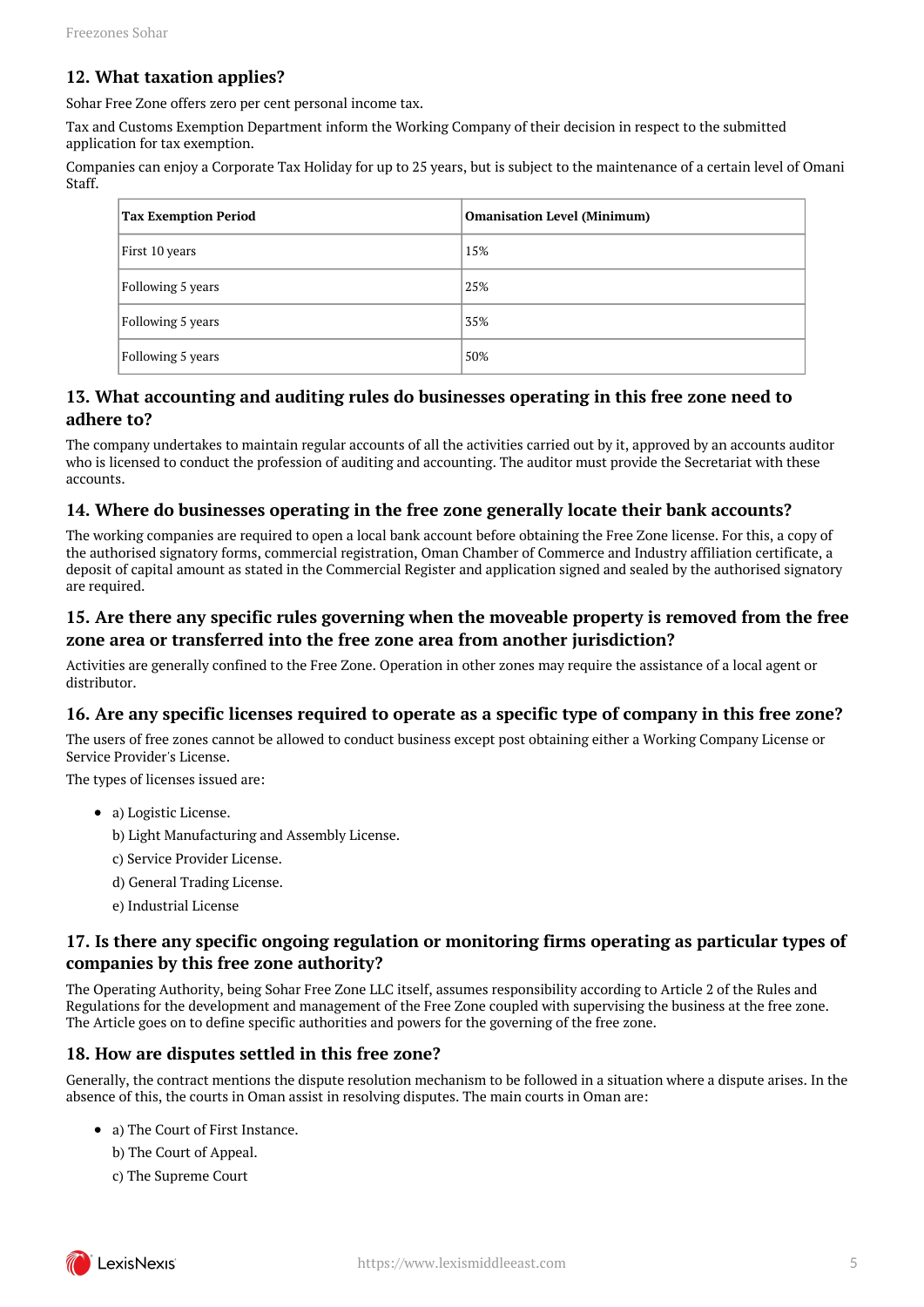## 12. What taxation applies?

Sohar Free Zone offers zero per cent personal income tax.

Tax and Customs Exemption Department inform the Working Company of their decision in respect to the submitted application for tax exemption.

Companies can enjoy a Corporate Tax Holiday for up to 25 years, but is subject to the maintenance of a certain level of Omani Staff.

| Tax Exemption Period | Omanisation Level (Minimum) |
|---|---|
| First 10 years | 15% |
| Following 5 years | 25% |
| Following 5 years | 35% |
| Following 5 years | 50% |

## 13. What accounting and auditing rules do businesses operating in this free zone need to adhere to?

The company undertakes to maintain regular accounts of all the activities carried out by it, approved by an accounts auditor who is licensed to conduct the profession of auditing and accounting. The auditor must provide the Secretariat with these accounts.

## 14. Where do businesses operating in the free zone generally locate their bank accounts?

The working companies are required to open a local bank account before obtaining the Free Zone license. For this, a copy of the authorised signatory forms, commercial registration, Oman Chamber of Commerce and Industry affiliation certificate, a deposit of capital amount as stated in the Commercial Register and application signed and sealed by the authorised signatory are required.

## 15. Are there any specific rules governing when the moveable property is removed from the free zone area or transferred into the free zone area from another jurisdiction?

Activities are generally confined to the Free Zone. Operation in other zones may require the assistance of a local agent or distributor.

## 16. Are any specific licenses required to operate as a specific type of company in this free zone?

The users of free zones cannot be allowed to conduct business except post obtaining either a Working Company License or Service Provider's License.

The types of licenses issued are:

- a) Logistic License.
  b) Light Manufacturing and Assembly License.
  c) Service Provider License.
  d) General Trading License.
  e) Industrial License

## 17. Is there any specific ongoing regulation or monitoring firms operating as particular types of companies by this free zone authority?

The Operating Authority, being Sohar Free Zone LLC itself, assumes responsibility according to Article 2 of the Rules and Regulations for the development and management of the Free Zone coupled with supervising the business at the free zone. The Article goes on to define specific authorities and powers for the governing of the free zone.

## 18. How are disputes settled in this free zone?

Generally, the contract mentions the dispute resolution mechanism to be followed in a situation where a dispute arises. In the absence of this, the courts in Oman assist in resolving disputes. The main courts in Oman are:

- a) The Court of First Instance.
  b) The Court of Appeal.
  c) The Supreme Court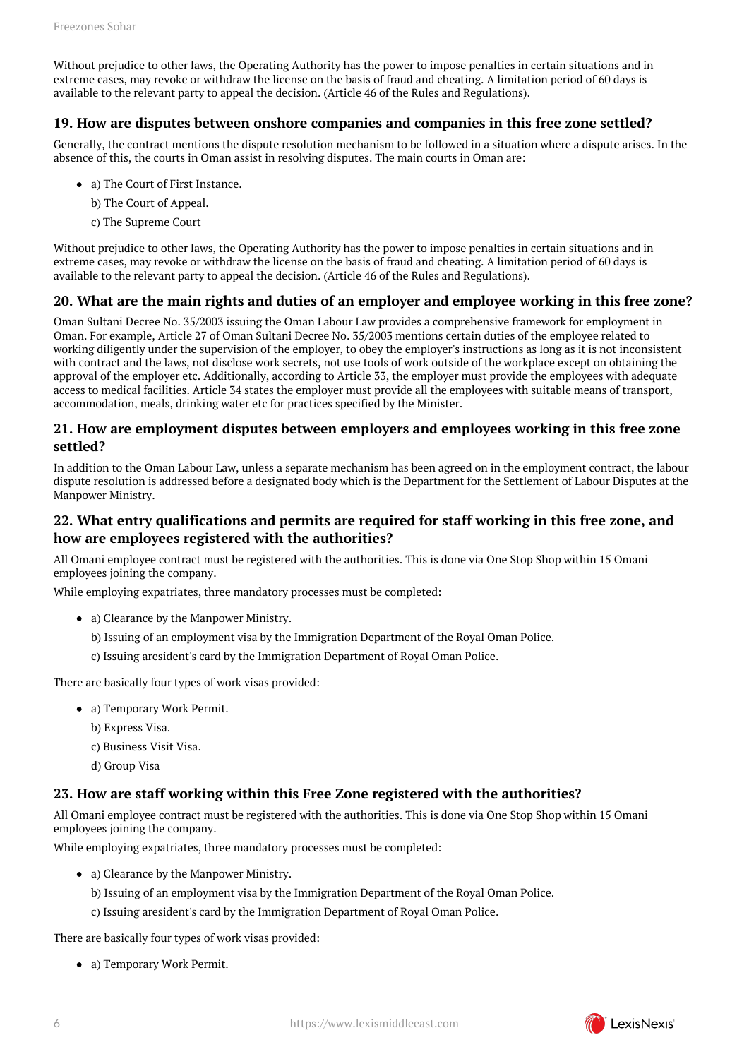Without prejudice to other laws, the Operating Authority has the power to impose penalties in certain situations and in extreme cases, may revoke or withdraw the license on the basis of fraud and cheating. A limitation period of 60 days is available to the relevant party to appeal the decision. (Article 46 of the Rules and Regulations).

### 19. How are disputes between onshore companies and companies in this free zone settled?

Generally, the contract mentions the dispute resolution mechanism to be followed in a situation where a dispute arises. In the absence of this, the courts in Oman assist in resolving disputes. The main courts in Oman are:

- a) The Court of First Instance.
  b) The Court of Appeal.
  c) The Supreme Court

Without prejudice to other laws, the Operating Authority has the power to impose penalties in certain situations and in extreme cases, may revoke or withdraw the license on the basis of fraud and cheating. A limitation period of 60 days is available to the relevant party to appeal the decision. (Article 46 of the Rules and Regulations).

### 20. What are the main rights and duties of an employer and employee working in this free zone?

Oman Sultani Decree No. 35/2003 issuing the Oman Labour Law provides a comprehensive framework for employment in Oman. For example, Article 27 of Oman Sultani Decree No. 35/2003 mentions certain duties of the employee related to working diligently under the supervision of the employer, to obey the employer's instructions as long as it is not inconsistent with contract and the laws, not disclose work secrets, not use tools of work outside of the workplace except on obtaining the approval of the employer etc. Additionally, according to Article 33, the employer must provide the employees with adequate access to medical facilities. Article 34 states the employer must provide all the employees with suitable means of transport, accommodation, meals, drinking water etc for practices specified by the Minister.

### 21. How are employment disputes between employers and employees working in this free zone settled?

In addition to the Oman Labour Law, unless a separate mechanism has been agreed on in the employment contract, the labour dispute resolution is addressed before a designated body which is the Department for the Settlement of Labour Disputes at the Manpower Ministry.

### 22. What entry qualifications and permits are required for staff working in this free zone, and how are employees registered with the authorities?

All Omani employee contract must be registered with the authorities. This is done via One Stop Shop within 15 Omani employees joining the company.

While employing expatriates, three mandatory processes must be completed:

- a) Clearance by the Manpower Ministry.
  b) Issuing of an employment visa by the Immigration Department of the Royal Oman Police.
  c) Issuing aresident's card by the Immigration Department of Royal Oman Police.

There are basically four types of work visas provided:

- a) Temporary Work Permit.
  b) Express Visa.
  c) Business Visit Visa.
  d) Group Visa

### 23. How are staff working within this Free Zone registered with the authorities?

All Omani employee contract must be registered with the authorities. This is done via One Stop Shop within 15 Omani employees joining the company.

While employing expatriates, three mandatory processes must be completed:

- a) Clearance by the Manpower Ministry.
  b) Issuing of an employment visa by the Immigration Department of the Royal Oman Police.
  c) Issuing aresident's card by the Immigration Department of Royal Oman Police.

There are basically four types of work visas provided:

- a) Temporary Work Permit.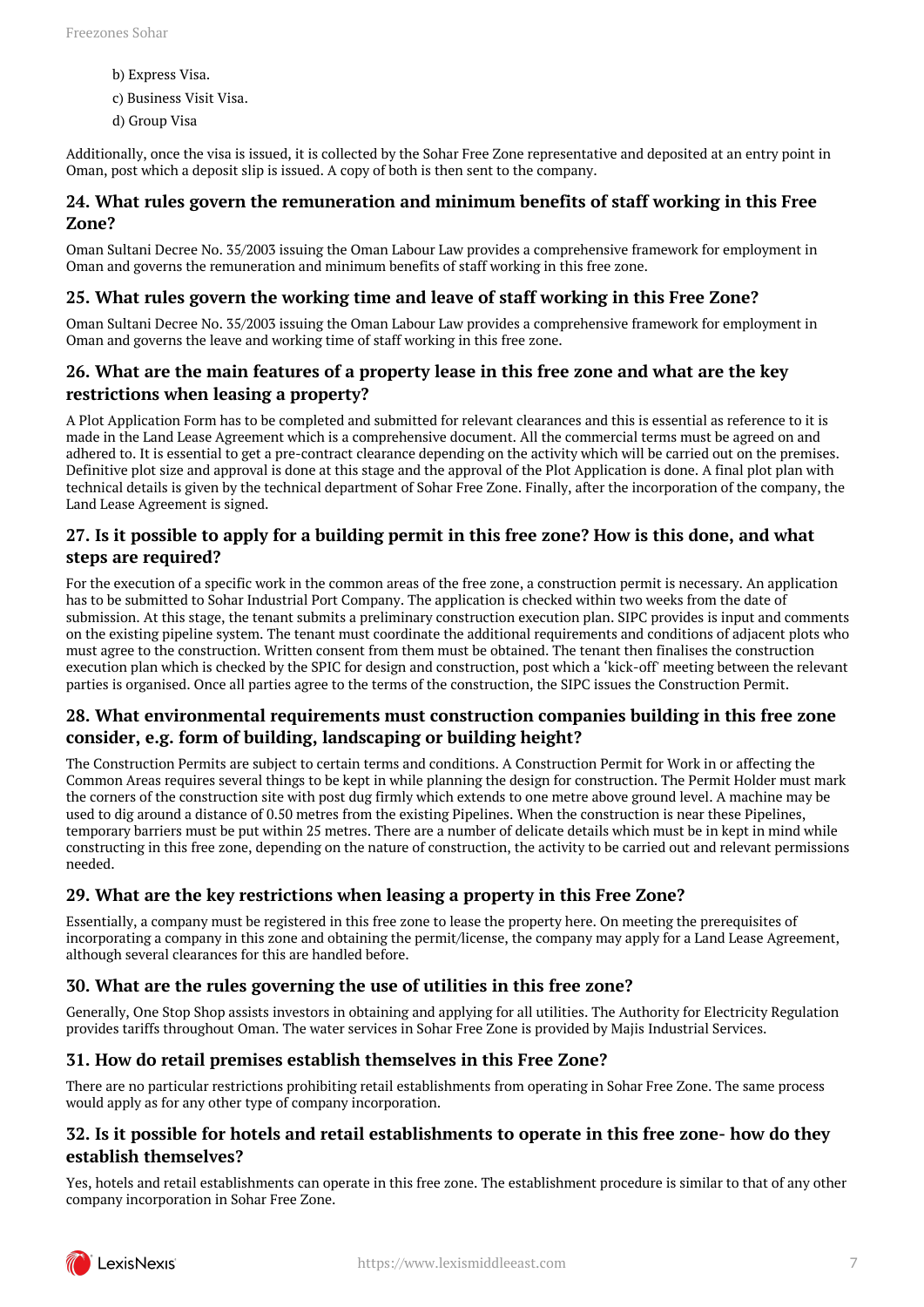b) Express Visa.

c) Business Visit Visa.

d) Group Visa

Additionally, once the visa is issued, it is collected by the Sohar Free Zone representative and deposited at an entry point in Oman, post which a deposit slip is issued. A copy of both is then sent to the company.

### 24. What rules govern the remuneration and minimum benefits of staff working in this Free Zone?

Oman Sultani Decree No. 35/2003 issuing the Oman Labour Law provides a comprehensive framework for employment in Oman and governs the remuneration and minimum benefits of staff working in this free zone.

### 25. What rules govern the working time and leave of staff working in this Free Zone?

Oman Sultani Decree No. 35/2003 issuing the Oman Labour Law provides a comprehensive framework for employment in Oman and governs the leave and working time of staff working in this free zone.

### 26. What are the main features of a property lease in this free zone and what are the key restrictions when leasing a property?

A Plot Application Form has to be completed and submitted for relevant clearances and this is essential as reference to it is made in the Land Lease Agreement which is a comprehensive document. All the commercial terms must be agreed on and adhered to. It is essential to get a pre-contract clearance depending on the activity which will be carried out on the premises. Definitive plot size and approval is done at this stage and the approval of the Plot Application is done. A final plot plan with technical details is given by the technical department of Sohar Free Zone. Finally, after the incorporation of the company, the Land Lease Agreement is signed.

### 27. Is it possible to apply for a building permit in this free zone? How is this done, and what steps are required?

For the execution of a specific work in the common areas of the free zone, a construction permit is necessary. An application has to be submitted to Sohar Industrial Port Company. The application is checked within two weeks from the date of submission. At this stage, the tenant submits a preliminary construction execution plan. SIPC provides is input and comments on the existing pipeline system. The tenant must coordinate the additional requirements and conditions of adjacent plots who must agree to the construction. Written consent from them must be obtained. The tenant then finalises the construction execution plan which is checked by the SPIC for design and construction, post which a 'kick-off' meeting between the relevant parties is organised. Once all parties agree to the terms of the construction, the SIPC issues the Construction Permit.

### 28. What environmental requirements must construction companies building in this free zone consider, e.g. form of building, landscaping or building height?

The Construction Permits are subject to certain terms and conditions. A Construction Permit for Work in or affecting the Common Areas requires several things to be kept in while planning the design for construction. The Permit Holder must mark the corners of the construction site with post dug firmly which extends to one metre above ground level. A machine may be used to dig around a distance of 0.50 metres from the existing Pipelines. When the construction is near these Pipelines, temporary barriers must be put within 25 metres. There are a number of delicate details which must be in kept in mind while constructing in this free zone, depending on the nature of construction, the activity to be carried out and relevant permissions needed.

### 29. What are the key restrictions when leasing a property in this Free Zone?

Essentially, a company must be registered in this free zone to lease the property here. On meeting the prerequisites of incorporating a company in this zone and obtaining the permit/license, the company may apply for a Land Lease Agreement, although several clearances for this are handled before.

### 30. What are the rules governing the use of utilities in this free zone?

Generally, One Stop Shop assists investors in obtaining and applying for all utilities. The Authority for Electricity Regulation provides tariffs throughout Oman. The water services in Sohar Free Zone is provided by Majis Industrial Services.

### 31. How do retail premises establish themselves in this Free Zone?

There are no particular restrictions prohibiting retail establishments from operating in Sohar Free Zone. The same process would apply as for any other type of company incorporation.

### 32. Is it possible for hotels and retail establishments to operate in this free zone- how do they establish themselves?

Yes, hotels and retail establishments can operate in this free zone. The establishment procedure is similar to that of any other company incorporation in Sohar Free Zone.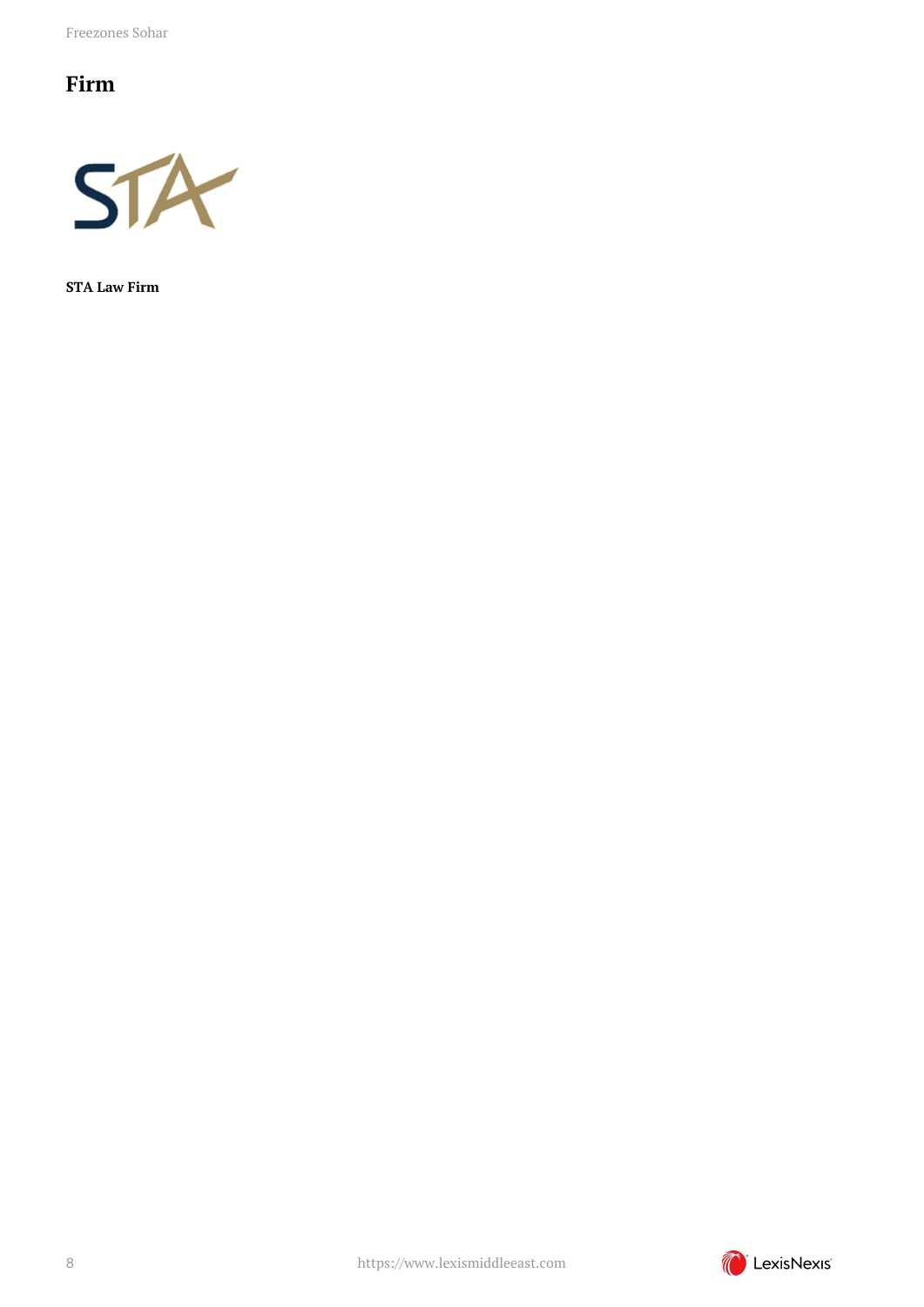## Firm

**STA Law Firm**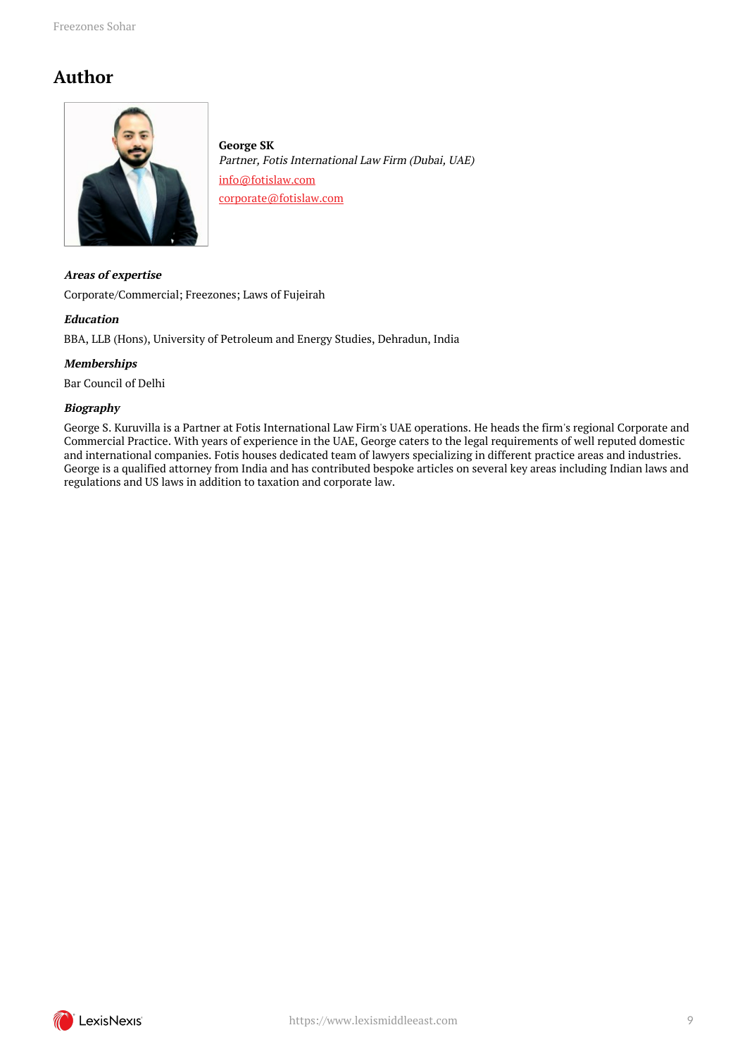# Author

**George SK**

*Partner, Fotis International Law Firm (Dubai, UAE)*

info@fotislaw.com

corporate@fotislaw.com

***Areas of expertise***

Corporate/Commercial; Freezones; Laws of Fujeirah

***Education***

BBA, LLB (Hons), University of Petroleum and Energy Studies, Dehradun, India

***Memberships***

Bar Council of Delhi

***Biography***

George S. Kuruvilla is a Partner at Fotis International Law Firm's UAE operations. He heads the firm's regional Corporate and Commercial Practice. With years of experience in the UAE, George caters to the legal requirements of well reputed domestic and international companies. Fotis houses dedicated team of lawyers specializing in different practice areas and industries. George is a qualified attorney from India and has contributed bespoke articles on several key areas including Indian laws and regulations and US laws in addition to taxation and corporate law.